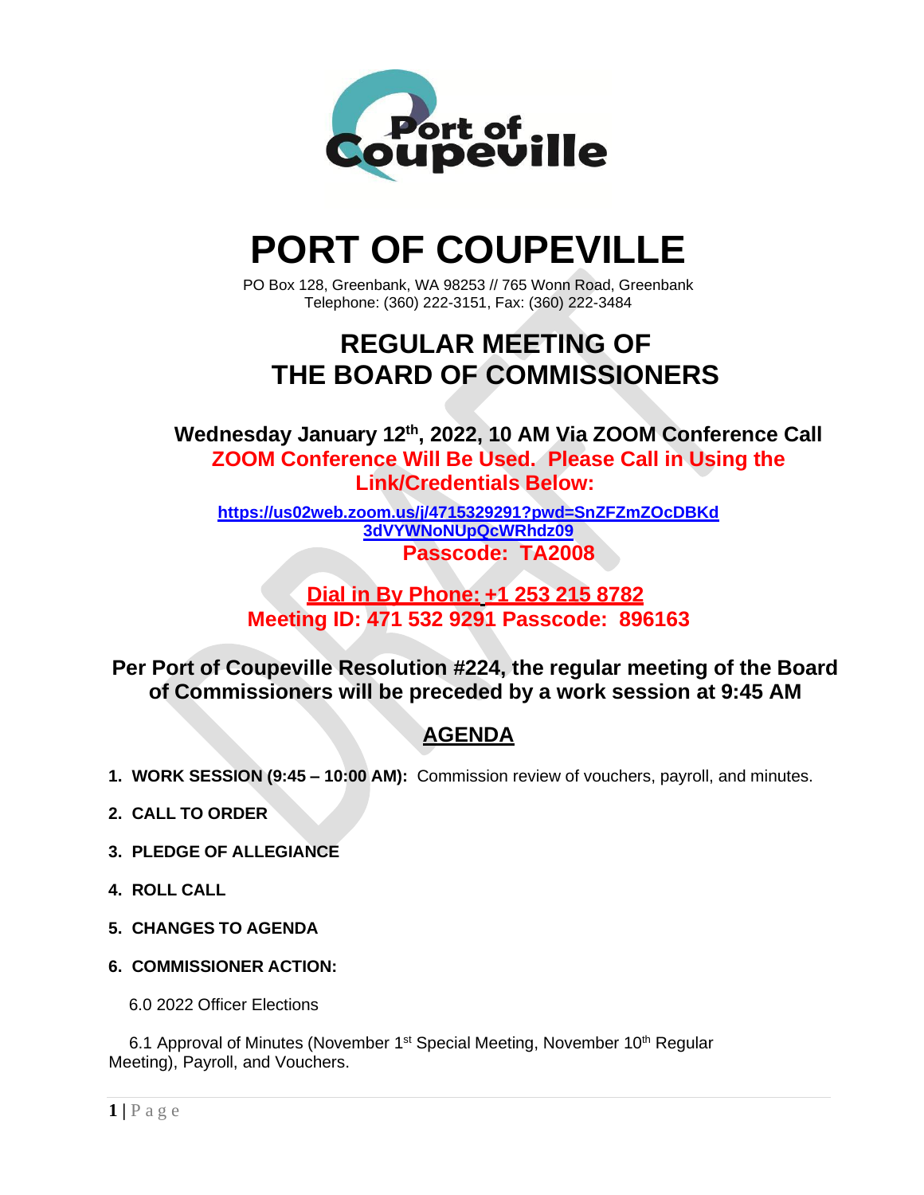# PORT OF COUPEVILLE

PO Box 128, Greenbank, WA 98253 // 765 Wonn Road, Greenbank
Telephone: (360) 222-3151, Fax: (360) 222-3484

## REGULAR MEETING OF THE BOARD OF COMMISSIONERS

**Wednesday January 12th, 2022, 10 AM Via ZOOM Conference Call**

**ZOOM Conference Will Be Used. Please Call in Using the Link/Credentials Below:**

**https://us02web.zoom.us/j/4715329291?pwd=SnZFZmZOcDBKd3dVYWNoNUpQcWRhdz09**

**Passcode: TA2008**

**Dial in By Phone: +1 253 215 8782**
**Meeting ID: 471 532 9291 Passcode: 896163**

**Per Port of Coupeville Resolution #224, the regular meeting of the Board of Commissioners will be preceded by a work session at 9:45 AM**

## AGENDA

1. **WORK SESSION (9:45 – 10:00 AM):** Commission review of vouchers, payroll, and minutes.
2. **CALL TO ORDER**
3. **PLEDGE OF ALLEGIANCE**
4. **ROLL CALL**
5. **CHANGES TO AGENDA**
6. **COMMISSIONER ACTION:**

   6.0 2022 Officer Elections

   6.1 Approval of Minutes (November 1st Special Meeting, November 10th Regular Meeting), Payroll, and Vouchers.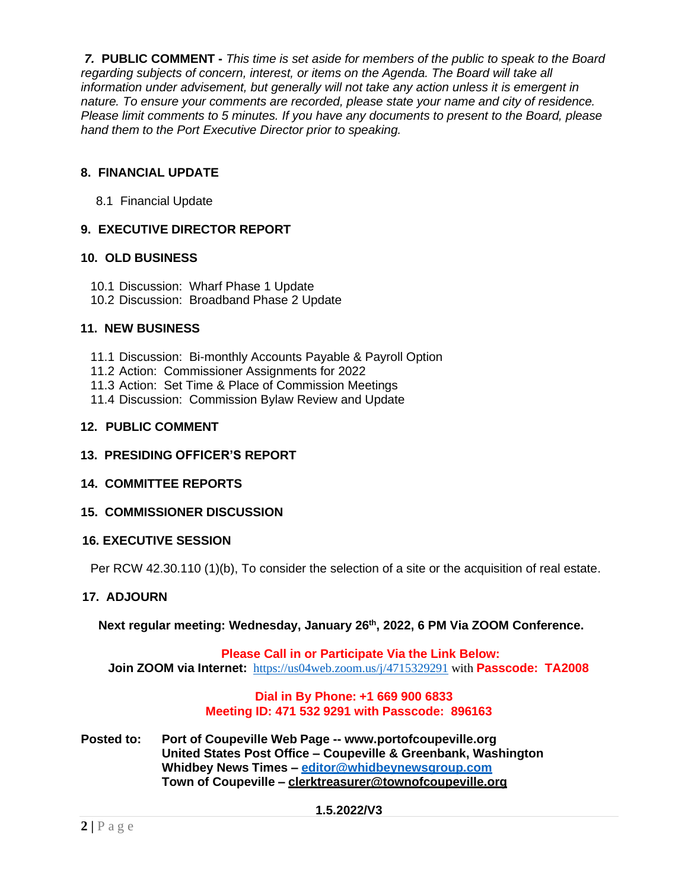***7.* PUBLIC COMMENT -** *This time is set aside for members of the public to speak to the Board regarding subjects of concern, interest, or items on the Agenda. The Board will take all information under advisement, but generally will not take any action unless it is emergent in nature. To ensure your comments are recorded, please state your name and city of residence. Please limit comments to 5 minutes. If you have any documents to present to the Board, please hand them to the Port Executive Director prior to speaking.*

**8. FINANCIAL UPDATE**

8.1 Financial Update

**9. EXECUTIVE DIRECTOR REPORT**

**10. OLD BUSINESS**

10.1 Discussion: Wharf Phase 1 Update
10.2 Discussion: Broadband Phase 2 Update

**11. NEW BUSINESS**

11.1 Discussion: Bi-monthly Accounts Payable & Payroll Option
11.2 Action: Commissioner Assignments for 2022
11.3 Action: Set Time & Place of Commission Meetings
11.4 Discussion: Commission Bylaw Review and Update

**12. PUBLIC COMMENT**

**13. PRESIDING OFFICER'S REPORT**

**14. COMMITTEE REPORTS**

**15. COMMISSIONER DISCUSSION**

**16. EXECUTIVE SESSION**

Per RCW 42.30.110 (1)(b), To consider the selection of a site or the acquisition of real estate.

**17. ADJOURN**

**Next regular meeting: Wednesday, January 26th, 2022, 6 PM Via ZOOM Conference.**

**Please Call in or Participate Via the Link Below:**
**Join ZOOM via Internet:** https://us04web.zoom.us/j/4715329291 with **Passcode: TA2008**

**Dial in By Phone: +1 669 900 6833**
**Meeting ID: 471 532 9291 with Passcode: 896163**

**Posted to:** **Port of Coupeville Web Page -- www.portofcoupeville.org**
**United States Post Office – Coupeville & Greenbank, Washington**
**Whidbey News Times – editor@whidbeynewsgroup.com**
**Town of Coupeville – clerktreasurer@townofcoupeville.org**

**1.5.2022/V3**